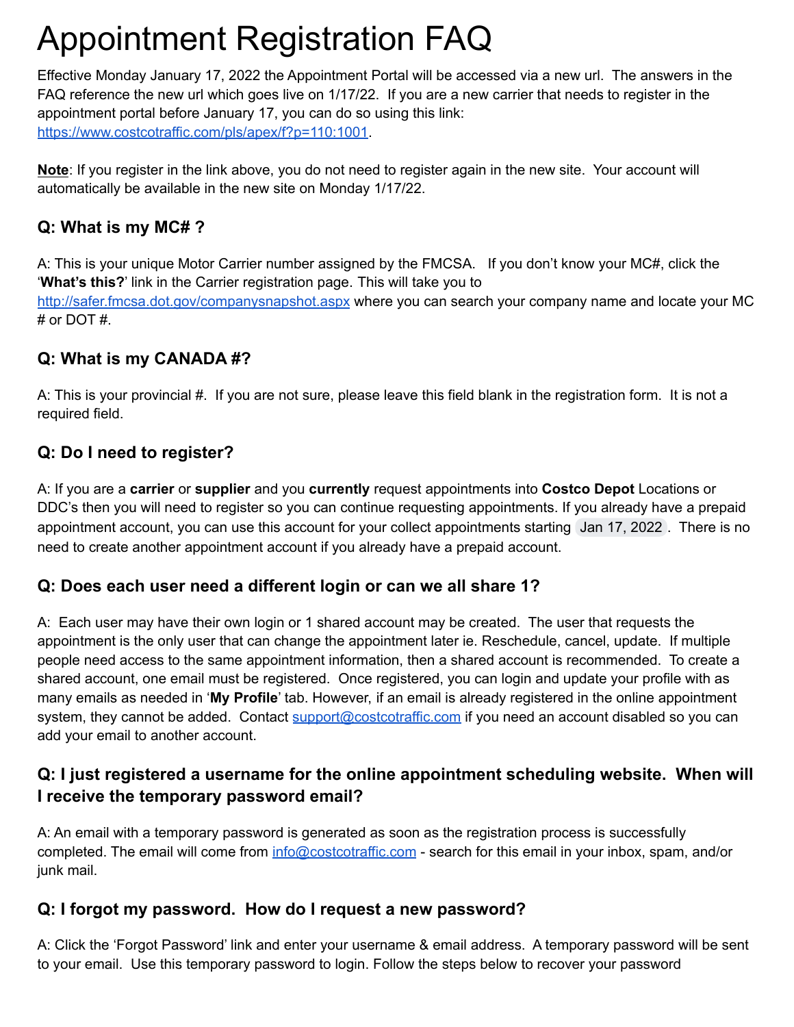# Appointment Registration FAQ

Effective Monday January 17, 2022 the Appointment Portal will be accessed via a new url. The answers in the FAQ reference the new url which goes live on 1/17/22. If you are a new carrier that needs to register in the appointment portal before January 17, you can do so using this link: [https://www.costcotraffic.com/pls/apex/f?p=110:1001](https://www.costcotraffic.com/pls/apex/f?p=110:1001).

**Note**: If you register in the link above, you do not need to register again in the new site. Your account will automatically be available in the new site on Monday 1/17/22.

### Q: What is my MC# ?

A: This is your unique Motor Carrier number assigned by the FMCSA. If you don't know your MC#, click the '**What's this?**' link in the Carrier registration page. This will take you to [http://safer.fmcsa.dot.gov/companysnapshot.aspx](http://safer.fmcsa.dot.gov/companysnapshot.aspx) where you can search your company name and locate your MC # or DOT #.

### Q: What is my CANADA #?

A: This is your provincial #. If you are not sure, please leave this field blank in the registration form. It is not a required field.

### Q: Do I need to register?

A: If you are a **carrier** or **supplier** and you **currently** request appointments into **Costco Depot** Locations or DDC's then you will need to register so you can continue requesting appointments. If you already have a prepaid appointment account, you can use this account for your collect appointments starting Jan 17, 2022. There is no need to create another appointment account if you already have a prepaid account.

### Q: Does each user need a different login or can we all share 1?

A: Each user may have their own login or 1 shared account may be created. The user that requests the appointment is the only user that can change the appointment later ie. Reschedule, cancel, update. If multiple people need access to the same appointment information, then a shared account is recommended. To create a shared account, one email must be registered. Once registered, you can login and update your profile with as many emails as needed in '**My Profile**' tab. However, if an email is already registered in the online appointment system, they cannot be added. Contact [support@costcotraffic.com](mailto:support@costcotraffic.com) if you need an account disabled so you can add your email to another account.

### Q: I just registered a username for the online appointment scheduling website. When will I receive the temporary password email?

A: An email with a temporary password is generated as soon as the registration process is successfully completed. The email will come from [info@costcotraffic.com](mailto:info@costcotraffic.com) - search for this email in your inbox, spam, and/or junk mail.

### Q: I forgot my password. How do I request a new password?

A: Click the 'Forgot Password' link and enter your username & email address. A temporary password will be sent to your email. Use this temporary password to login. Follow the steps below to recover your password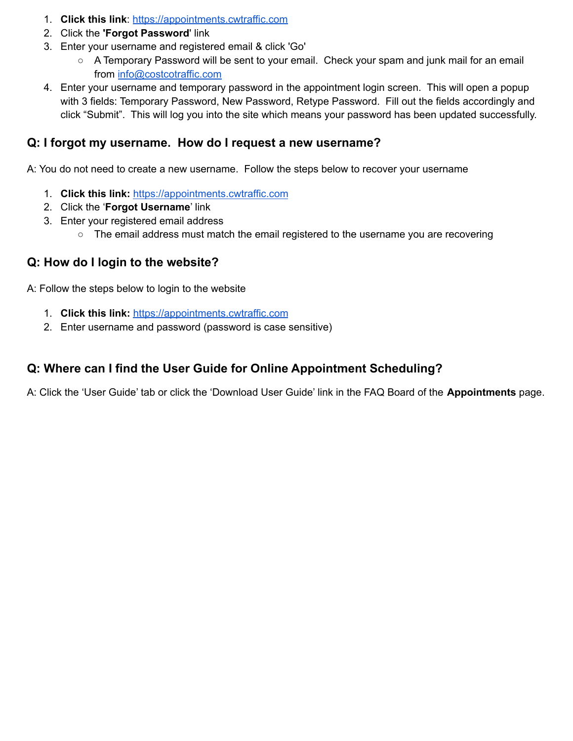1. **Click this link**: https://appointments.cwtraffic.com
2. Click the '**Forgot Password**' link
3. Enter your username and registered email & click 'Go'
    - A Temporary Password will be sent to your email. Check your spam and junk mail for an email from info@costcotraffic.com
4. Enter your username and temporary password in the appointment login screen. This will open a popup with 3 fields: Temporary Password, New Password, Retype Password. Fill out the fields accordingly and click "Submit". This will log you into the site which means your password has been updated successfully.

### Q: I forgot my username. How do I request a new username?

A: You do not need to create a new username. Follow the steps below to recover your username

1. **Click this link:** https://appointments.cwtraffic.com
2. Click the '**Forgot Username**' link
3. Enter your registered email address
    - The email address must match the email registered to the username you are recovering

### Q: How do I login to the website?

A: Follow the steps below to login to the website

1. **Click this link:** https://appointments.cwtraffic.com
2. Enter username and password (password is case sensitive)

### Q: Where can I find the User Guide for Online Appointment Scheduling?

A: Click the 'User Guide' tab or click the 'Download User Guide' link in the FAQ Board of the **Appointments** page.